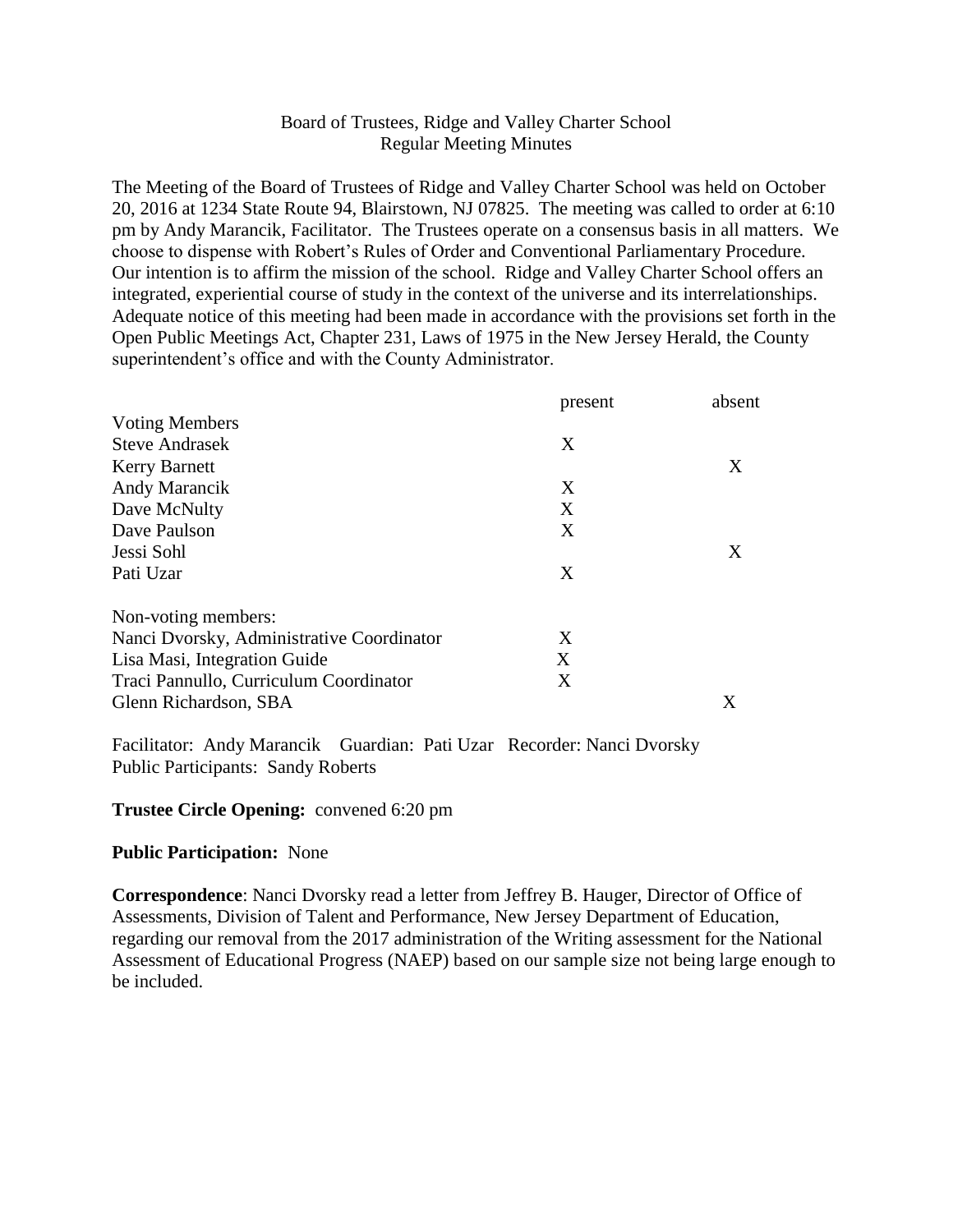Board of Trustees, Ridge and Valley Charter School
Regular Meeting Minutes

The Meeting of the Board of Trustees of Ridge and Valley Charter School was held on October 20, 2016 at 1234 State Route 94, Blairstown, NJ 07825. The meeting was called to order at 6:10 pm by Andy Marancik, Facilitator. The Trustees operate on a consensus basis in all matters. We choose to dispense with Robert's Rules of Order and Conventional Parliamentary Procedure. Our intention is to affirm the mission of the school. Ridge and Valley Charter School offers an integrated, experiential course of study in the context of the universe and its interrelationships. Adequate notice of this meeting had been made in accordance with the provisions set forth in the Open Public Meetings Act, Chapter 231, Laws of 1975 in the New Jersey Herald, the County superintendent's office and with the County Administrator.

| | present | absent |
|---|---|---|
| Voting Members | | |
| Steve Andrasek | X | |
| Kerry Barnett | | X |
| Andy Marancik | X | |
| Dave McNulty | X | |
| Dave Paulson | X | |
| Jessi Sohl | | X |
| Pati Uzar | X | |
| Non-voting members: | | |
| Nanci Dvorsky, Administrative Coordinator | X | |
| Lisa Masi, Integration Guide | X | |
| Traci Pannullo, Curriculum Coordinator | X | |
| Glenn Richardson, SBA | | X |

Facilitator: Andy Marancik  Guardian: Pati Uzar  Recorder: Nanci Dvorsky
Public Participants: Sandy Roberts

**Trustee Circle Opening:** convened 6:20 pm

**Public Participation:** None

**Correspondence**: Nanci Dvorsky read a letter from Jeffrey B. Hauger, Director of Office of Assessments, Division of Talent and Performance, New Jersey Department of Education, regarding our removal from the 2017 administration of the Writing assessment for the National Assessment of Educational Progress (NAEP) based on our sample size not being large enough to be included.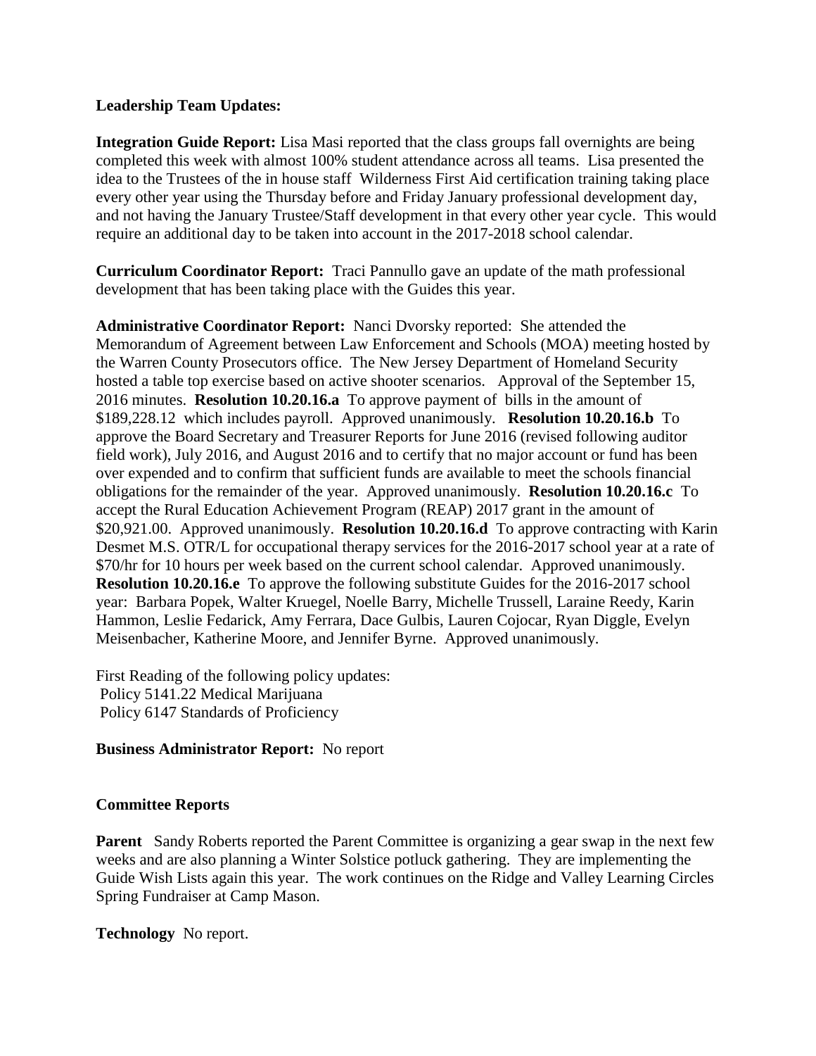**Leadership Team Updates:**

**Integration Guide Report:** Lisa Masi reported that the class groups fall overnights are being completed this week with almost 100% student attendance across all teams. Lisa presented the idea to the Trustees of the in house staff Wilderness First Aid certification training taking place every other year using the Thursday before and Friday January professional development day, and not having the January Trustee/Staff development in that every other year cycle. This would require an additional day to be taken into account in the 2017-2018 school calendar.

**Curriculum Coordinator Report:** Traci Pannullo gave an update of the math professional development that has been taking place with the Guides this year.

**Administrative Coordinator Report:** Nanci Dvorsky reported: She attended the Memorandum of Agreement between Law Enforcement and Schools (MOA) meeting hosted by the Warren County Prosecutors office. The New Jersey Department of Homeland Security hosted a table top exercise based on active shooter scenarios. Approval of the September 15, 2016 minutes. **Resolution 10.20.16.a** To approve payment of bills in the amount of $189,228.12 which includes payroll. Approved unanimously. **Resolution 10.20.16.b** To approve the Board Secretary and Treasurer Reports for June 2016 (revised following auditor field work), July 2016, and August 2016 and to certify that no major account or fund has been over expended and to confirm that sufficient funds are available to meet the schools financial obligations for the remainder of the year. Approved unanimously. **Resolution 10.20.16.c** To accept the Rural Education Achievement Program (REAP) 2017 grant in the amount of $20,921.00. Approved unanimously. **Resolution 10.20.16.d** To approve contracting with Karin Desmet M.S. OTR/L for occupational therapy services for the 2016-2017 school year at a rate of $70/hr for 10 hours per week based on the current school calendar. Approved unanimously. **Resolution 10.20.16.e** To approve the following substitute Guides for the 2016-2017 school year: Barbara Popek, Walter Kruegel, Noelle Barry, Michelle Trussell, Laraine Reedy, Karin Hammon, Leslie Fedarick, Amy Ferrara, Dace Gulbis, Lauren Cojocar, Ryan Diggle, Evelyn Meisenbacher, Katherine Moore, and Jennifer Byrne. Approved unanimously.

First Reading of the following policy updates:
Policy 5141.22 Medical Marijuana
Policy 6147 Standards of Proficiency

**Business Administrator Report:** No report

**Committee Reports**

**Parent** Sandy Roberts reported the Parent Committee is organizing a gear swap in the next few weeks and are also planning a Winter Solstice potluck gathering. They are implementing the Guide Wish Lists again this year. The work continues on the Ridge and Valley Learning Circles Spring Fundraiser at Camp Mason.

**Technology** No report.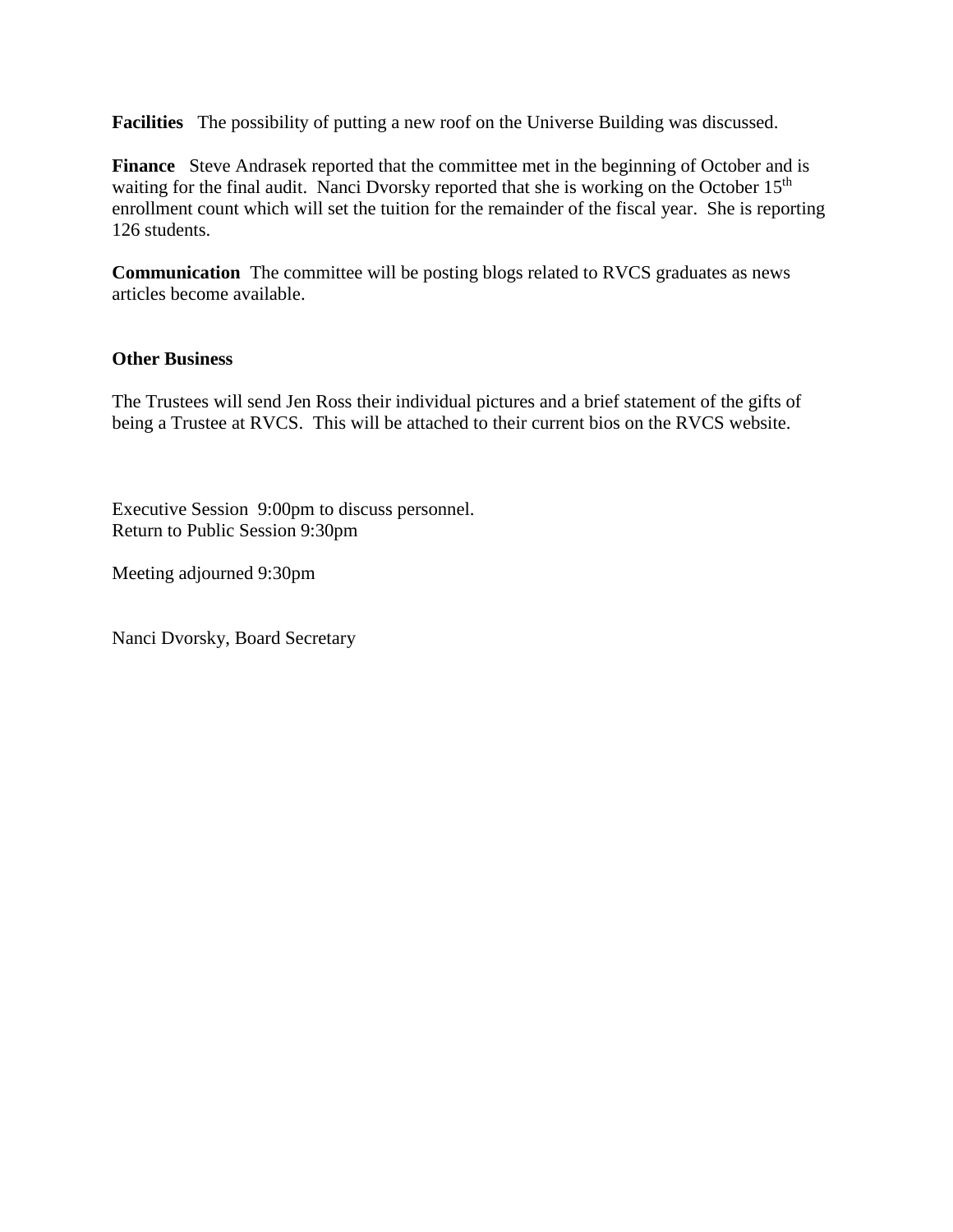**Facilities** The possibility of putting a new roof on the Universe Building was discussed.

**Finance** Steve Andrasek reported that the committee met in the beginning of October and is waiting for the final audit. Nanci Dvorsky reported that she is working on the October 15th enrollment count which will set the tuition for the remainder of the fiscal year. She is reporting 126 students.

**Communication** The committee will be posting blogs related to RVCS graduates as news articles become available.

**Other Business**

The Trustees will send Jen Ross their individual pictures and a brief statement of the gifts of being a Trustee at RVCS. This will be attached to their current bios on the RVCS website.

Executive Session 9:00pm to discuss personnel.
Return to Public Session 9:30pm

Meeting adjourned 9:30pm

Nanci Dvorsky, Board Secretary